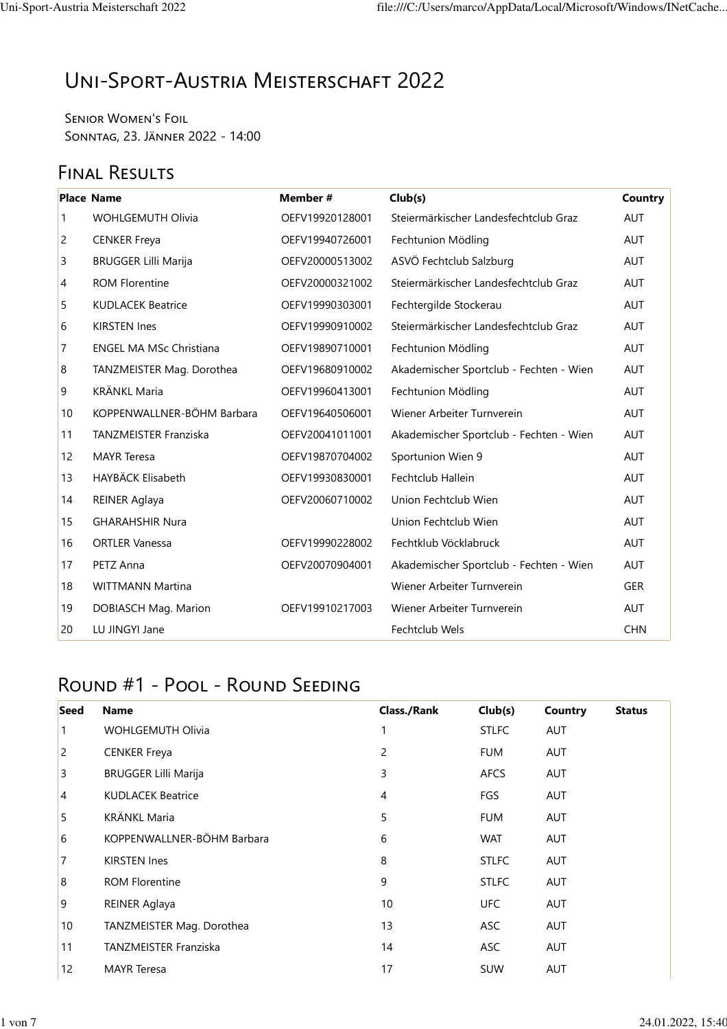# Uni-Sport-Austria Meisterschaft 2022

Senior Women's Foil
Sonntag, 23. Jänner 2022 - 14:00

## Final Results

| Place | Name | Member # | Club(s) | Country |
|---|---|---|---|---|
| 1 | WOHLGEMUTH Olivia | OEFV19920128001 | Steiermärkischer Landesfechtclub Graz | AUT |
| 2 | CENKER Freya | OEFV19940726001 | Fechtunion Mödling | AUT |
| 3 | BRUGGER Lilli Marija | OEFV20000513002 | ASVÖ Fechtclub Salzburg | AUT |
| 4 | ROM Florentine | OEFV20000321002 | Steiermärkischer Landesfechtclub Graz | AUT |
| 5 | KUDLACEK Beatrice | OEFV19990303001 | Fechtergilde Stockerau | AUT |
| 6 | KIRSTEN Ines | OEFV19990910002 | Steiermärkischer Landesfechtclub Graz | AUT |
| 7 | ENGEL MA MSc Christiana | OEFV19890710001 | Fechtunion Mödling | AUT |
| 8 | TANZMEISTER Mag. Dorothea | OEFV19680910002 | Akademischer Sportclub - Fechten - Wien | AUT |
| 9 | KRÄNKL Maria | OEFV19960413001 | Fechtunion Mödling | AUT |
| 10 | KOPPENWALLNER-BÖHM Barbara | OEFV19640506001 | Wiener Arbeiter Turnverein | AUT |
| 11 | TANZMEISTER Franziska | OEFV20041011001 | Akademischer Sportclub - Fechten - Wien | AUT |
| 12 | MAYR Teresa | OEFV19870704002 | Sportunion Wien 9 | AUT |
| 13 | HAYBÄCK Elisabeth | OEFV19930830001 | Fechtclub Hallein | AUT |
| 14 | REINER Aglaya | OEFV20060710002 | Union Fechtclub Wien | AUT |
| 15 | GHARAHSHIR Nura | | Union Fechtclub Wien | AUT |
| 16 | ORTLER Vanessa | OEFV19990228002 | Fechtklub Vöcklabruck | AUT |
| 17 | PETZ Anna | OEFV20070904001 | Akademischer Sportclub - Fechten - Wien | AUT |
| 18 | WITTMANN Martina | | Wiener Arbeiter Turnverein | GER |
| 19 | DOBIASCH Mag. Marion | OEFV19910217003 | Wiener Arbeiter Turnverein | AUT |
| 20 | LU JINGYI Jane | | Fechtclub Wels | CHN |

## Round #1 - Pool - Round Seeding

| Seed | Name | Class./Rank | Club(s) | Country | Status |
|---|---|---|---|---|---|
| 1 | WOHLGEMUTH Olivia | 1 | STLFC | AUT | |
| 2 | CENKER Freya | 2 | FUM | AUT | |
| 3 | BRUGGER Lilli Marija | 3 | AFCS | AUT | |
| 4 | KUDLACEK Beatrice | 4 | FGS | AUT | |
| 5 | KRÄNKL Maria | 5 | FUM | AUT | |
| 6 | KOPPENWALLNER-BÖHM Barbara | 6 | WAT | AUT | |
| 7 | KIRSTEN Ines | 8 | STLFC | AUT | |
| 8 | ROM Florentine | 9 | STLFC | AUT | |
| 9 | REINER Aglaya | 10 | UFC | AUT | |
| 10 | TANZMEISTER Mag. Dorothea | 13 | ASC | AUT | |
| 11 | TANZMEISTER Franziska | 14 | ASC | AUT | |
| 12 | MAYR Teresa | 17 | SUW | AUT | |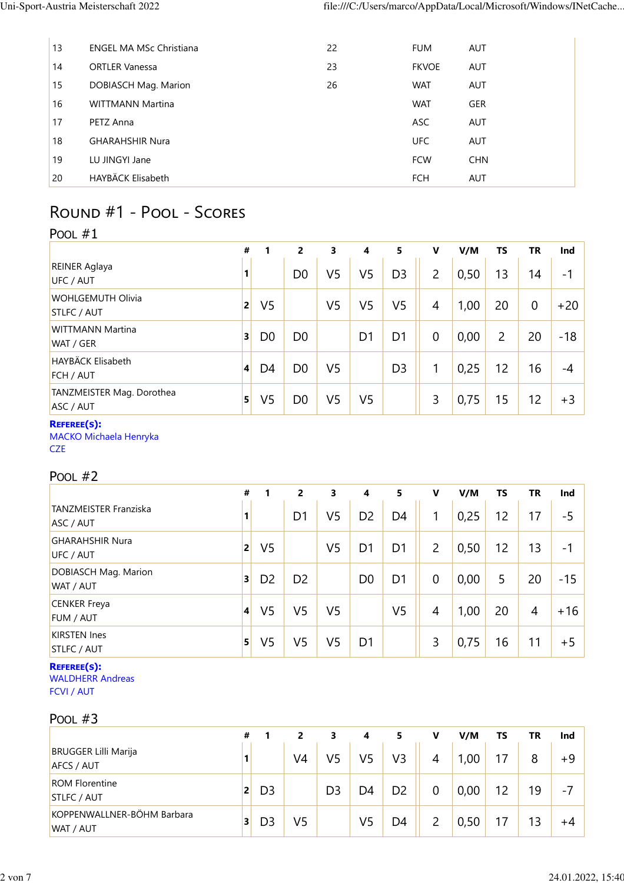| | | | | |
|---|---|---|---|---|
| 13 | ENGEL MA MSc Christiana | 22 | FUM | AUT |
| 14 | ORTLER Vanessa | 23 | FKVOE | AUT |
| 15 | DOBIASCH Mag. Marion | 26 | WAT | AUT |
| 16 | WITTMANN Martina | | WAT | GER |
| 17 | PETZ Anna | | ASC | AUT |
| 18 | GHARAHSHIR Nura | | UFC | AUT |
| 19 | LU JINGYI Jane | | FCW | CHN |
| 20 | HAYBÄCK Elisabeth | | FCH | AUT |

## Round #1 - Pool - Scores

### Pool #1

| | # | 1 | 2 | 3 | 4 | 5 | V | V/M | TS | TR | Ind |
|---|---|---|---|---|---|---|---|---|---|---|---|
| REINER Aglaya UFC / AUT | 1 | | D0 | V5 | V5 | D3 | 2 | 0,50 | 13 | 14 | -1 |
| WOHLGEMUTH Olivia STLFC / AUT | 2 | V5 | | V5 | V5 | V5 | 4 | 1,00 | 20 | 0 | +20 |
| WITTMANN Martina WAT / GER | 3 | D0 | D0 | | D1 | D1 | 0 | 0,00 | 2 | 20 | -18 |
| HAYBÄCK Elisabeth FCH / AUT | 4 | D4 | D0 | V5 | | D3 | 1 | 0,25 | 12 | 16 | -4 |
| TANZMEISTER Mag. Dorothea ASC / AUT | 5 | V5 | D0 | V5 | V5 | | 3 | 0,75 | 15 | 12 | +3 |

**Referee(s):**
MACKO Michaela Henryka
CZE

### Pool #2

| | # | 1 | 2 | 3 | 4 | 5 | V | V/M | TS | TR | Ind |
|---|---|---|---|---|---|---|---|---|---|---|---|
| TANZMEISTER Franziska ASC / AUT | 1 | | D1 | V5 | D2 | D4 | 1 | 0,25 | 12 | 17 | -5 |
| GHARAHSHIR Nura UFC / AUT | 2 | V5 | | V5 | D1 | D1 | 2 | 0,50 | 12 | 13 | -1 |
| DOBIASCH Mag. Marion WAT / AUT | 3 | D2 | D2 | | D0 | D1 | 0 | 0,00 | 5 | 20 | -15 |
| CENKER Freya FUM / AUT | 4 | V5 | V5 | V5 | | V5 | 4 | 1,00 | 20 | 4 | +16 |
| KIRSTEN Ines STLFC / AUT | 5 | V5 | V5 | V5 | D1 | | 3 | 0,75 | 16 | 11 | +5 |

**Referee(s):**
WALDHERR Andreas
FCVI / AUT

### Pool #3

| | # | 1 | 2 | 3 | 4 | 5 | V | V/M | TS | TR | Ind |
|---|---|---|---|---|---|---|---|---|---|---|---|
| BRUGGER Lilli Marija AFCS / AUT | 1 | | V4 | V5 | V5 | V3 | 4 | 1,00 | 17 | 8 | +9 |
| ROM Florentine STLFC / AUT | 2 | D3 | | D3 | D4 | D2 | 0 | 0,00 | 12 | 19 | -7 |
| KOPPENWALLNER-BÖHM Barbara WAT / AUT | 3 | D3 | V5 | | V5 | D4 | 2 | 0,50 | 17 | 13 | +4 |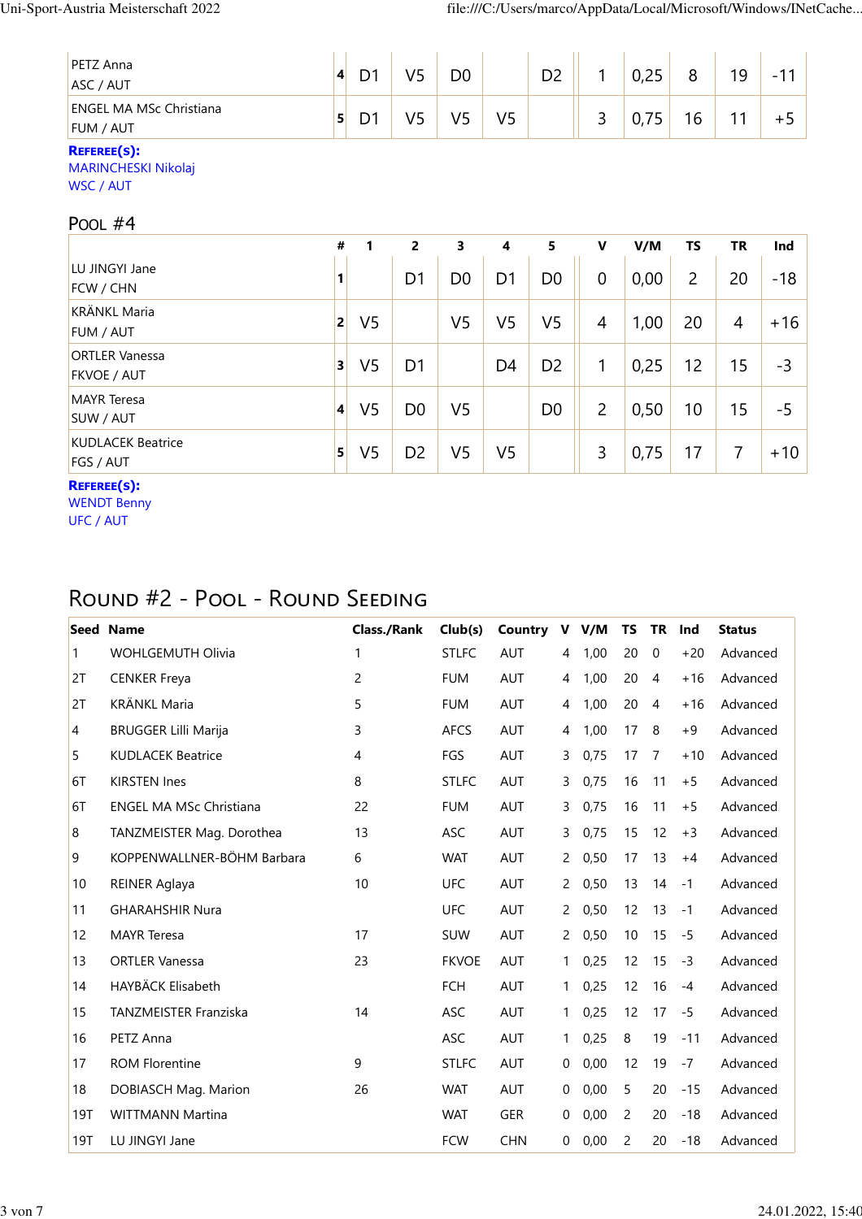| | # | 1 | 2 | 3 | 4 | 5 | V | V/M | TS | TR | Ind |
|---|---|---|---|---|---|---|---|---|---|---|---|
| PETZ Anna<br>ASC / AUT | 4 | D1 | V5 | D0 | | D2 | 1 | 0,25 | 8 | 19 | -11 |
| ENGEL MA MSc Christiana<br>FUM / AUT | 5 | D1 | V5 | V5 | V5 | | 3 | 0,75 | 16 | 11 | +5 |

**Referee(s):**
MARINCHESKI Nikolaj
WSC / AUT

## Pool #4

| | # | 1 | 2 | 3 | 4 | 5 | V | V/M | TS | TR | Ind |
|---|---|---|---|---|---|---|---|---|---|---|---|
| LU JINGYI Jane<br>FCW / CHN | 1 | | D1 | D0 | D1 | D0 | 0 | 0,00 | 2 | 20 | -18 |
| KRÄNKL Maria<br>FUM / AUT | 2 | V5 | | V5 | V5 | V5 | 4 | 1,00 | 20 | 4 | +16 |
| ORTLER Vanessa<br>FKVOE / AUT | 3 | V5 | D1 | | D4 | D2 | 1 | 0,25 | 12 | 15 | -3 |
| MAYR Teresa<br>SUW / AUT | 4 | V5 | D0 | V5 | | D0 | 2 | 0,50 | 10 | 15 | -5 |
| KUDLACEK Beatrice<br>FGS / AUT | 5 | V5 | D2 | V5 | V5 | | 3 | 0,75 | 17 | 7 | +10 |

**Referee(s):**
WENDT Benny
UFC / AUT

# Round #2 - Pool - Round Seeding

| Seed | Name | Class./Rank | Club(s) | Country | V | V/M | TS | TR | Ind | Status |
|---|---|---|---|---|---|---|---|---|---|---|
| 1 | WOHLGEMUTH Olivia | 1 | STLFC | AUT | 4 | 1,00 | 20 | 0 | +20 | Advanced |
| 2T | CENKER Freya | 2 | FUM | AUT | 4 | 1,00 | 20 | 4 | +16 | Advanced |
| 2T | KRÄNKL Maria | 5 | FUM | AUT | 4 | 1,00 | 20 | 4 | +16 | Advanced |
| 4 | BRUGGER Lilli Marija | 3 | AFCS | AUT | 4 | 1,00 | 17 | 8 | +9 | Advanced |
| 5 | KUDLACEK Beatrice | 4 | FGS | AUT | 3 | 0,75 | 17 | 7 | +10 | Advanced |
| 6T | KIRSTEN Ines | 8 | STLFC | AUT | 3 | 0,75 | 16 | 11 | +5 | Advanced |
| 6T | ENGEL MA MSc Christiana | 22 | FUM | AUT | 3 | 0,75 | 16 | 11 | +5 | Advanced |
| 8 | TANZMEISTER Mag. Dorothea | 13 | ASC | AUT | 3 | 0,75 | 15 | 12 | +3 | Advanced |
| 9 | KOPPENWALLNER-BÖHM Barbara | 6 | WAT | AUT | 2 | 0,50 | 17 | 13 | +4 | Advanced |
| 10 | REINER Aglaya | 10 | UFC | AUT | 2 | 0,50 | 13 | 14 | -1 | Advanced |
| 11 | GHARAHSHIR Nura | | UFC | AUT | 2 | 0,50 | 12 | 13 | -1 | Advanced |
| 12 | MAYR Teresa | 17 | SUW | AUT | 2 | 0,50 | 10 | 15 | -5 | Advanced |
| 13 | ORTLER Vanessa | 23 | FKVOE | AUT | 1 | 0,25 | 12 | 15 | -3 | Advanced |
| 14 | HAYBÄCK Elisabeth | | FCH | AUT | 1 | 0,25 | 12 | 16 | -4 | Advanced |
| 15 | TANZMEISTER Franziska | 14 | ASC | AUT | 1 | 0,25 | 12 | 17 | -5 | Advanced |
| 16 | PETZ Anna | | ASC | AUT | 1 | 0,25 | 8 | 19 | -11 | Advanced |
| 17 | ROM Florentine | 9 | STLFC | AUT | 0 | 0,00 | 12 | 19 | -7 | Advanced |
| 18 | DOBIASCH Mag. Marion | 26 | WAT | AUT | 0 | 0,00 | 5 | 20 | -15 | Advanced |
| 19T | WITTMANN Martina | | WAT | GER | 0 | 0,00 | 2 | 20 | -18 | Advanced |
| 19T | LU JINGYI Jane | | FCW | CHN | 0 | 0,00 | 2 | 20 | -18 | Advanced |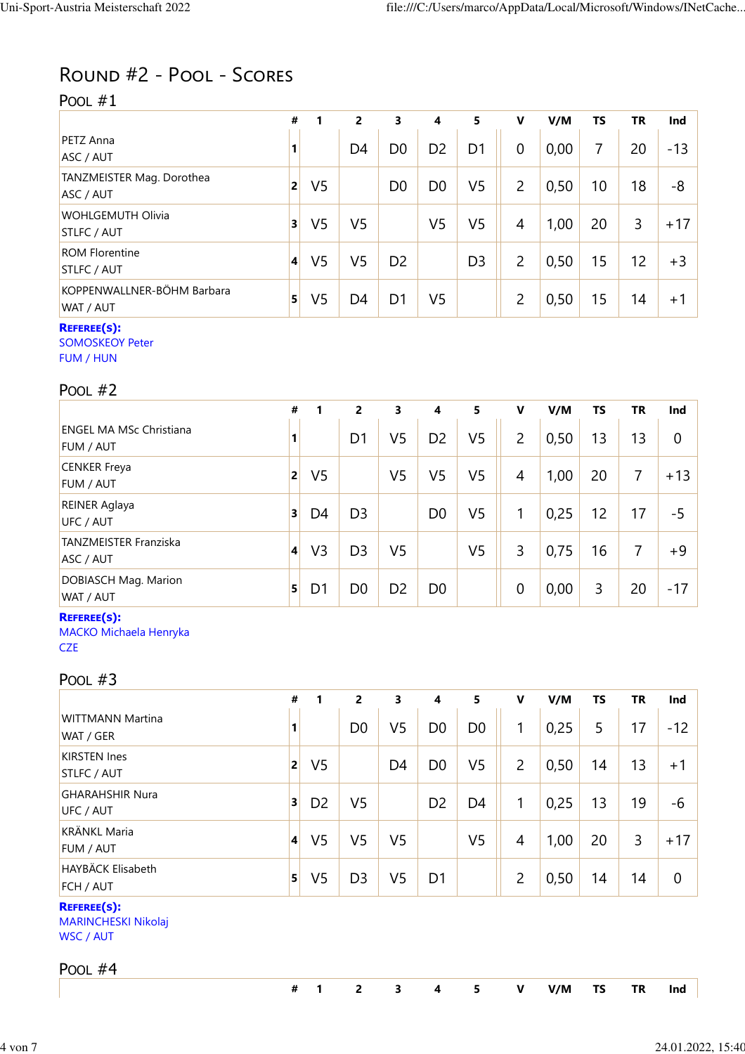## Round #2 - Pool - Scores

### Pool #1

| | # | 1 | 2 | 3 | 4 | 5 | V | V/M | TS | TR | Ind |
|---|---|---|---|---|---|---|---|---|---|---|---|
| PETZ Anna<br>ASC / AUT | 1 | | D4 | D0 | D2 | D1 | 0 | 0,00 | 7 | 20 | -13 |
| TANZMEISTER Mag. Dorothea<br>ASC / AUT | 2 | V5 | | D0 | D0 | V5 | 2 | 0,50 | 10 | 18 | -8 |
| WOHLGEMUTH Olivia<br>STLFC / AUT | 3 | V5 | V5 | | V5 | V5 | 4 | 1,00 | 20 | 3 | +17 |
| ROM Florentine<br>STLFC / AUT | 4 | V5 | V5 | D2 | | D3 | 2 | 0,50 | 15 | 12 | +3 |
| KOPPENWALLNER-BÖHM Barbara<br>WAT / AUT | 5 | V5 | D4 | D1 | V5 | | 2 | 0,50 | 15 | 14 | +1 |

**Referee(s):**
SOMOSKEOY Peter
FUM / HUN

### Pool #2

| | # | 1 | 2 | 3 | 4 | 5 | V | V/M | TS | TR | Ind |
|---|---|---|---|---|---|---|---|---|---|---|---|
| ENGEL MA MSc Christiana<br>FUM / AUT | 1 | | D1 | V5 | D2 | V5 | 2 | 0,50 | 13 | 13 | 0 |
| CENKER Freya<br>FUM / AUT | 2 | V5 | | V5 | V5 | V5 | 4 | 1,00 | 20 | 7 | +13 |
| REINER Aglaya<br>UFC / AUT | 3 | D4 | D3 | | D0 | V5 | 1 | 0,25 | 12 | 17 | -5 |
| TANZMEISTER Franziska<br>ASC / AUT | 4 | V3 | D3 | V5 | | V5 | 3 | 0,75 | 16 | 7 | +9 |
| DOBIASCH Mag. Marion<br>WAT / AUT | 5 | D1 | D0 | D2 | D0 | | 0 | 0,00 | 3 | 20 | -17 |

**Referee(s):**
MACKO Michaela Henryka
CZE

### Pool #3

| | # | 1 | 2 | 3 | 4 | 5 | V | V/M | TS | TR | Ind |
|---|---|---|---|---|---|---|---|---|---|---|---|
| WITTMANN Martina<br>WAT / GER | 1 | | D0 | V5 | D0 | D0 | 1 | 0,25 | 5 | 17 | -12 |
| KIRSTEN Ines<br>STLFC / AUT | 2 | V5 | | D4 | D0 | V5 | 2 | 0,50 | 14 | 13 | +1 |
| GHARAHSHIR Nura<br>UFC / AUT | 3 | D2 | V5 | | D2 | D4 | 1 | 0,25 | 13 | 19 | -6 |
| KRÄNKL Maria<br>FUM / AUT | 4 | V5 | V5 | V5 | | V5 | 4 | 1,00 | 20 | 3 | +17 |
| HAYBÄCK Elisabeth<br>FCH / AUT | 5 | V5 | D3 | V5 | D1 | | 2 | 0,50 | 14 | 14 | 0 |

**Referee(s):**
MARINCHESKI Nikolaj
WSC / AUT

### Pool #4

| | # | 1 | 2 | 3 | 4 | 5 | V | V/M | TS | TR | Ind |
|---|---|---|---|---|---|---|---|---|---|---|---|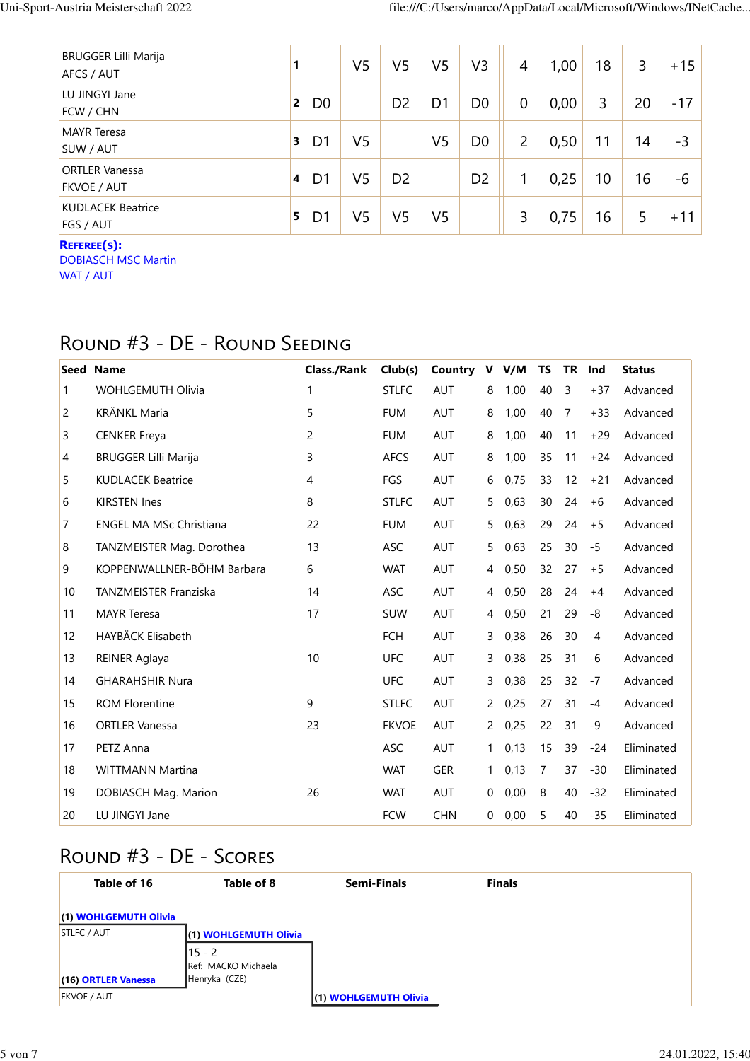| Name | # | 1 | 2 | 3 | 4 | 5 | V | V/M | TS | TR | Ind |
|---|---|---|---|---|---|---|---|---|---|---|---|
| BRUGGER Lilli Marija AFCS / AUT | 1 | | V5 | V5 | V5 | V3 | 4 | 1,00 | 18 | 3 | +15 |
| LU JINGYI Jane FCW / CHN | 2 | D0 | | D2 | D1 | D0 | 0 | 0,00 | 3 | 20 | -17 |
| MAYR Teresa SUW / AUT | 3 | D1 | V5 | | V5 | D0 | 2 | 0,50 | 11 | 14 | -3 |
| ORTLER Vanessa FKVOE / AUT | 4 | D1 | V5 | D2 | | D2 | 1 | 0,25 | 10 | 16 | -6 |
| KUDLACEK Beatrice FGS / AUT | 5 | D1 | V5 | V5 | V5 | | 3 | 0,75 | 16 | 5 | +11 |

**Referee(s):**
DOBIASCH MSC Martin
WAT / AUT

## Round #3 - DE - Round Seeding

| Seed | Name | Class./Rank | Club(s) | Country | V | V/M | TS | TR | Ind | Status |
|---|---|---|---|---|---|---|---|---|---|---|
| 1 | WOHLGEMUTH Olivia | 1 | STLFC | AUT | 8 | 1,00 | 40 | 3 | +37 | Advanced |
| 2 | KRÄNKL Maria | 5 | FUM | AUT | 8 | 1,00 | 40 | 7 | +33 | Advanced |
| 3 | CENKER Freya | 2 | FUM | AUT | 8 | 1,00 | 40 | 11 | +29 | Advanced |
| 4 | BRUGGER Lilli Marija | 3 | AFCS | AUT | 8 | 1,00 | 35 | 11 | +24 | Advanced |
| 5 | KUDLACEK Beatrice | 4 | FGS | AUT | 6 | 0,75 | 33 | 12 | +21 | Advanced |
| 6 | KIRSTEN Ines | 8 | STLFC | AUT | 5 | 0,63 | 30 | 24 | +6 | Advanced |
| 7 | ENGEL MA MSc Christiana | 22 | FUM | AUT | 5 | 0,63 | 29 | 24 | +5 | Advanced |
| 8 | TANZMEISTER Mag. Dorothea | 13 | ASC | AUT | 5 | 0,63 | 25 | 30 | -5 | Advanced |
| 9 | KOPPENWALLNER-BÖHM Barbara | 6 | WAT | AUT | 4 | 0,50 | 32 | 27 | +5 | Advanced |
| 10 | TANZMEISTER Franziska | 14 | ASC | AUT | 4 | 0,50 | 28 | 24 | +4 | Advanced |
| 11 | MAYR Teresa | 17 | SUW | AUT | 4 | 0,50 | 21 | 29 | -8 | Advanced |
| 12 | HAYBÄCK Elisabeth | | FCH | AUT | 3 | 0,38 | 26 | 30 | -4 | Advanced |
| 13 | REINER Aglaya | 10 | UFC | AUT | 3 | 0,38 | 25 | 31 | -6 | Advanced |
| 14 | GHARAHSHIR Nura | | UFC | AUT | 3 | 0,38 | 25 | 32 | -7 | Advanced |
| 15 | ROM Florentine | 9 | STLFC | AUT | 2 | 0,25 | 27 | 31 | -4 | Advanced |
| 16 | ORTLER Vanessa | 23 | FKVOE | AUT | 2 | 0,25 | 22 | 31 | -9 | Advanced |
| 17 | PETZ Anna | | ASC | AUT | 1 | 0,13 | 15 | 39 | -24 | Eliminated |
| 18 | WITTMANN Martina | | WAT | GER | 1 | 0,13 | 7 | 37 | -30 | Eliminated |
| 19 | DOBIASCH Mag. Marion | 26 | WAT | AUT | 0 | 0,00 | 8 | 40 | -32 | Eliminated |
| 20 | LU JINGYI Jane | | FCW | CHN | 0 | 0,00 | 5 | 40 | -35 | Eliminated |

## Round #3 - DE - Scores

| Table of 16 | Table of 8 | Semi-Finals | Finals |
|---|---|---|---|
| (1) **WOHLGEMUTH Olivia** STLFC / AUT | | | |
| | (1) **WOHLGEMUTH Olivia** 15 - 2 Ref: MACKO Michaela Henryka (CZE) | | |
| (16) **ORTLER Vanessa** FKVOE / AUT | | | |
| | | (1) **WOHLGEMUTH Olivia** | |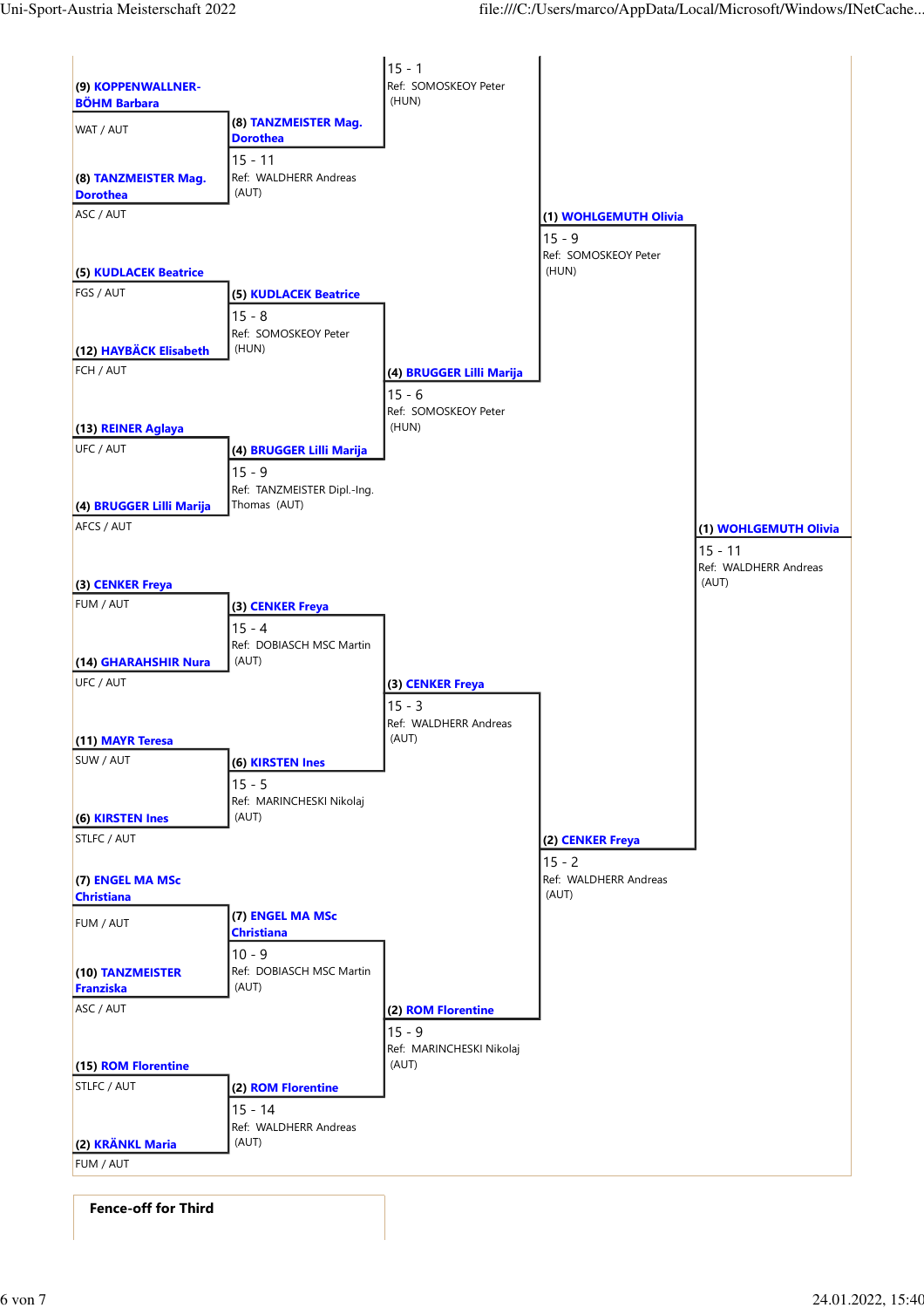## Round of 16

| Fencer | Club / Nation | Winner | Score | Referee |
|---|---|---|---|---|
| (9) KOPPENWALLNER-BÖHM Barbara | WAT / AUT | (8) TANZMEISTER Mag. Dorothea | 15 - 11 | WALDHERR Andreas (AUT) |
| (8) TANZMEISTER Mag. Dorothea | ASC / AUT | | | |
| (5) KUDLACEK Beatrice | FGS / AUT | (5) KUDLACEK Beatrice | 15 - 8 | SOMOSKEOY Peter (HUN) |
| (12) HAYBÄCK Elisabeth | FCH / AUT | | | |
| (13) REINER Aglaya | UFC / AUT | (4) BRUGGER Lilli Marija | 15 - 9 | TANZMEISTER Dipl.-Ing. Thomas (AUT) |
| (4) BRUGGER Lilli Marija | AFCS / AUT | | | |
| (3) CENKER Freya | FUM / AUT | (3) CENKER Freya | 15 - 4 | DOBIASCH MSC Martin (AUT) |
| (14) GHARAHSHIR Nura | UFC / AUT | | | |
| (11) MAYR Teresa | SUW / AUT | (6) KIRSTEN Ines | 15 - 5 | MARINCHESKI Nikolaj (AUT) |
| (6) KIRSTEN Ines | STLFC / AUT | | | |
| (7) ENGEL MA MSc Christiana | FUM / AUT | (7) ENGEL MA MSc Christiana | 10 - 9 | DOBIASCH MSC Martin (AUT) |
| (10) TANZMEISTER Franziska | ASC / AUT | | | |
| (15) ROM Florentine | STLFC / AUT | (2) ROM Florentine | 15 - 14 | WALDHERR Andreas (AUT) |
| (2) KRÄNKL Maria | FUM / AUT | | | |

## Quarterfinals

| Winner | Score | Referee |
|---|---|---|
| (4) BRUGGER Lilli Marija | 15 - 6 | SOMOSKEOY Peter (HUN) |
| (3) CENKER Freya | 15 - 3 | WALDHERR Andreas (AUT) |
| (2) ROM Florentine | 15 - 9 | MARINCHESKI Nikolaj (AUT) |

(Upper bracket result: 15 - 1, Ref: SOMOSKEOY Peter (HUN))

## Semifinals

| Winner | Score | Referee |
|---|---|---|
| (1) WOHLGEMUTH Olivia | 15 - 9 | SOMOSKEOY Peter (HUN) |
| (2) CENKER Freya | 15 - 2 | WALDHERR Andreas (AUT) |

## Final

| Winner | Score | Referee |
|---|---|---|
| (1) WOHLGEMUTH Olivia | 15 - 11 | WALDHERR Andreas (AUT) |

**Fence-off for Third**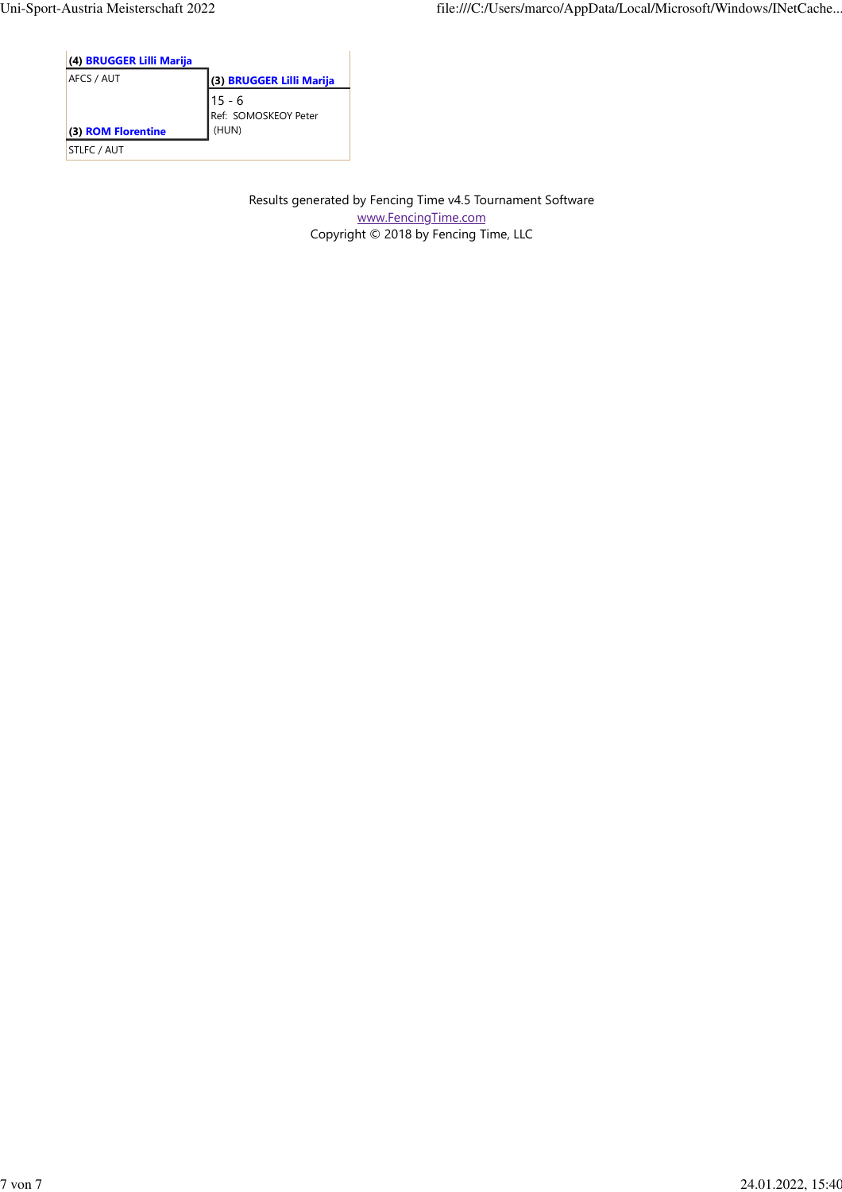(4) **BRUGGER Lilli Marija**
AFCS / AUT

(3) **ROM Florentine**
STLFC / AUT

(3) **BRUGGER Lilli Marija**
15 - 6
Ref: SOMOSKEOY Peter (HUN)

Results generated by Fencing Time v4.5 Tournament Software
www.FencingTime.com
Copyright © 2018 by Fencing Time, LLC